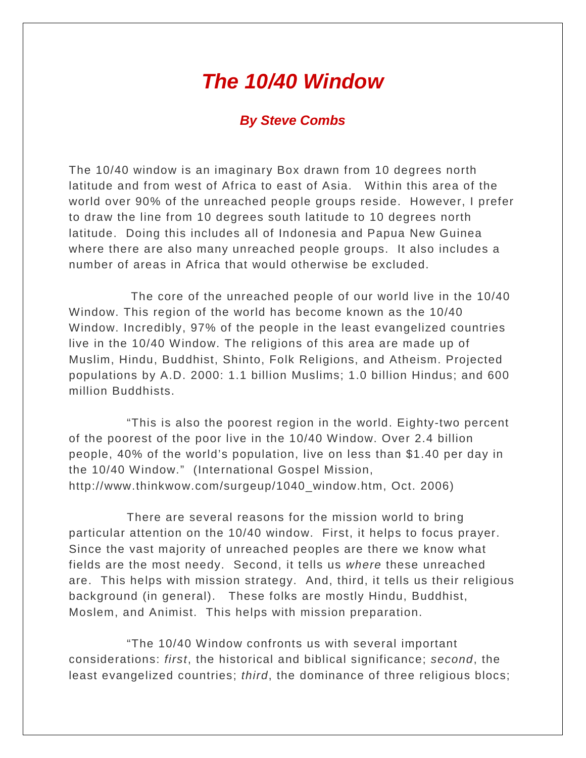# *The 10/40 Window*

### *By Steve Combs*

The 10/40 window is an imaginary Box drawn from 10 degrees north latitude and from west of Africa to east of Asia. Within this area of the world over 90% of the unreached people groups reside. However, I prefer to draw the line from 10 degrees south latitude to 10 degrees north latitude. Doing this includes all of Indonesia and Papua New Guinea where there are also many unreached people groups. It also includes a number of areas in Africa that would otherwise be excluded.

The core of the unreached people of our world live in the 10/40 Window. This region of the world has become known as the 10/40 Window. Incredibly, 97% of the people in the least evangelized countries live in the 10/40 Window. The religions of this area are made up of Muslim, Hindu, Buddhist, Shinto, Folk Religions, and Atheism. Projected populations by A.D. 2000: 1.1 billion Muslims; 1.0 billion Hindus; and 600 million Buddhists.

"This is also the poorest region in the world. Eighty-two percent of the poorest of the poor live in the 10/40 Window. Over 2.4 billion people, 40% of the world's population, live on less than $1.40 per day in the 10/40 Window." (International Gospel Mission, http://www.thinkwow.com/surgeup/1040_window.htm, Oct. 2006)

There are several reasons for the mission world to bring particular attention on the 10/40 window. First, it helps to focus prayer. Since the vast majority of unreached peoples are there we know what fields are the most needy. Second, it tells us *where* these unreached are. This helps with mission strategy. And, third, it tells us their religious background (in general). These folks are mostly Hindu, Buddhist, Moslem, and Animist. This helps with mission preparation.

"The 10/40 Window confronts us with several important considerations: *first*, the historical and biblical significance; *second*, the least evangelized countries; *third*, the dominance of three religious blocs;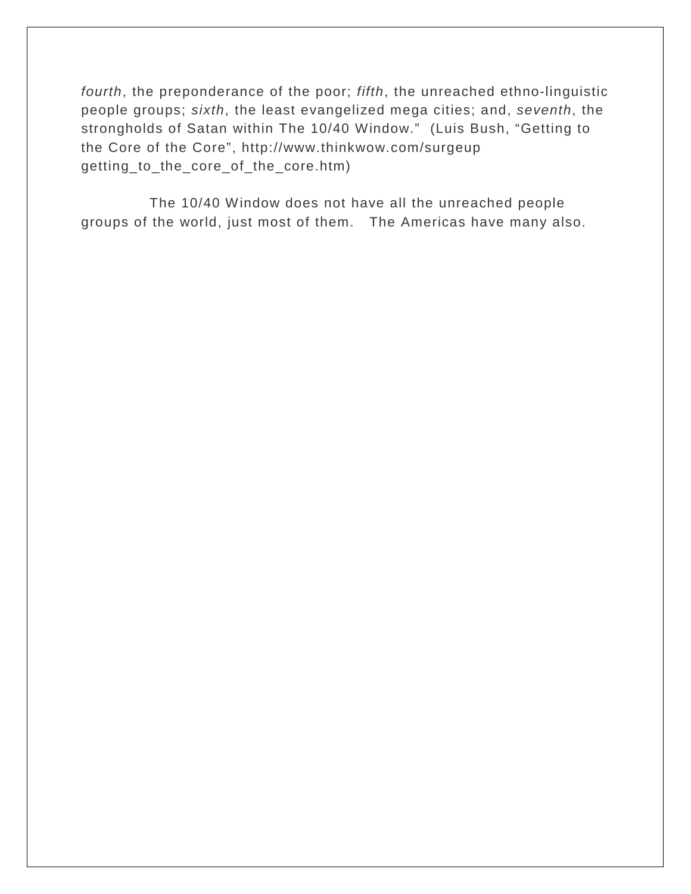*fourth*, the preponderance of the poor; *fifth*, the unreached ethno-linguistic people groups; *sixth*, the least evangelized mega cities; and, *seventh*, the strongholds of Satan within The 10/40 Window." (Luis Bush, "Getting to the Core of the Core", http://www.thinkwow.com/surgeup getting_to_the_core_of_the_core.htm)

The 10/40 Window does not have all the unreached people groups of the world, just most of them. The Americas have many also.